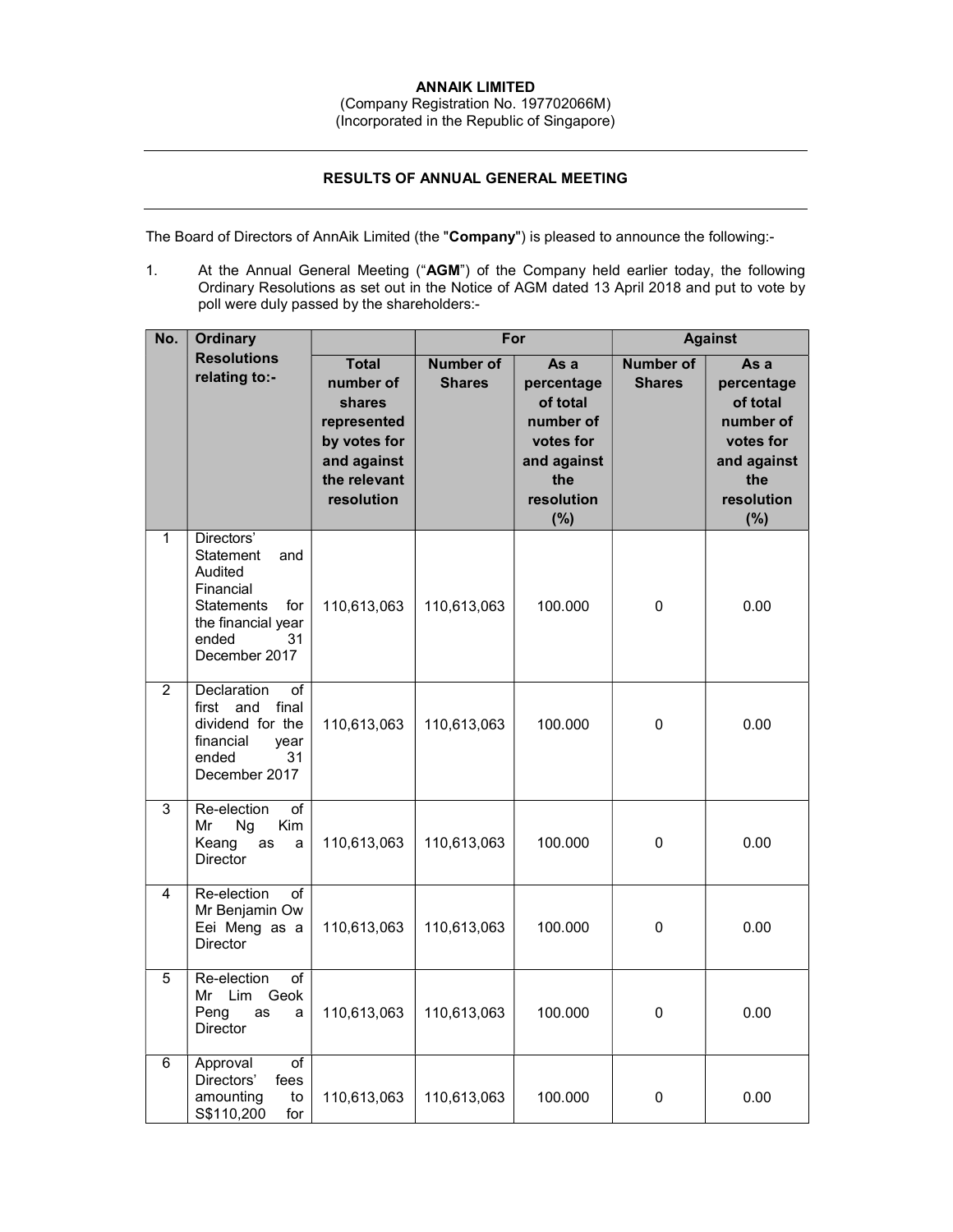**ANNAIK LIMITED**
(Company Registration No. 197702066M)
(Incorporated in the Republic of Singapore)

## RESULTS OF ANNUAL GENERAL MEETING

The Board of Directors of AnnAik Limited (the "**Company**") is pleased to announce the following:-

1. At the Annual General Meeting ("**AGM**") of the Company held earlier today, the following Ordinary Resolutions as set out in the Notice of AGM dated 13 April 2018 and put to vote by poll were duly passed by the shareholders:-

| No. | Ordinary Resolutions relating to:- | | For | | Against | |
|---|---|---|---|---|---|---|
| | | Total number of shares represented by votes for and against the relevant resolution | Number of Shares | As a percentage of total number of votes for and against the resolution (%) | Number of Shares | As a percentage of total number of votes for and against the resolution (%) |
| 1 | Directors' Statement and Audited Financial Statements for the financial year ended 31 December 2017 | 110,613,063 | 110,613,063 | 100.000 | 0 | 0.00 |
| 2 | Declaration of first and final dividend for the financial year ended 31 December 2017 | 110,613,063 | 110,613,063 | 100.000 | 0 | 0.00 |
| 3 | Re-election of Mr Ng Kim Keang as a Director | 110,613,063 | 110,613,063 | 100.000 | 0 | 0.00 |
| 4 | Re-election of Mr Benjamin Ow Eei Meng as a Director | 110,613,063 | 110,613,063 | 100.000 | 0 | 0.00 |
| 5 | Re-election of Mr Lim Geok Peng as a Director | 110,613,063 | 110,613,063 | 100.000 | 0 | 0.00 |
| 6 | Approval of Directors' fees amounting to S$110,200 for | 110,613,063 | 110,613,063 | 100.000 | 0 | 0.00 |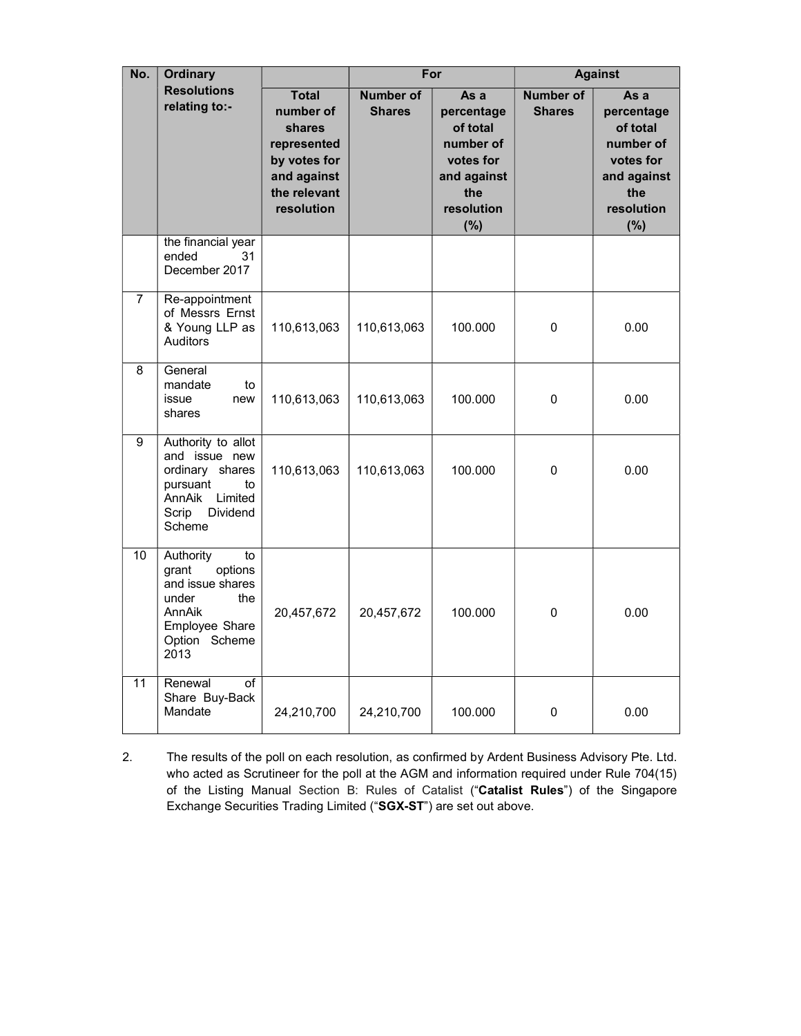| No. | Ordinary Resolutions relating to:- | | For | | Against | |
|---|---|---|---|---|---|---|
| | | Total number of shares represented by votes for and against the relevant resolution | Number of Shares | As a percentage of total number of votes for and against the resolution (%) | Number of Shares | As a percentage of total number of votes for and against the resolution (%) |
| | the financial year ended 31 December 2017 | | | | | |
| 7 | Re-appointment of Messrs Ernst & Young LLP as Auditors | 110,613,063 | 110,613,063 | 100.000 | 0 | 0.00 |
| 8 | General mandate to issue new shares | 110,613,063 | 110,613,063 | 100.000 | 0 | 0.00 |
| 9 | Authority to allot and issue new ordinary shares pursuant to AnnAik Limited Scrip Dividend Scheme | 110,613,063 | 110,613,063 | 100.000 | 0 | 0.00 |
| 10 | Authority to grant options and issue shares under the AnnAik Employee Share Option Scheme 2013 | 20,457,672 | 20,457,672 | 100.000 | 0 | 0.00 |
| 11 | Renewal of Share Buy-Back Mandate | 24,210,700 | 24,210,700 | 100.000 | 0 | 0.00 |

2. The results of the poll on each resolution, as confirmed by Ardent Business Advisory Pte. Ltd. who acted as Scrutineer for the poll at the AGM and information required under Rule 704(15) of the Listing Manual Section B: Rules of Catalist ("**Catalist Rules**") of the Singapore Exchange Securities Trading Limited ("**SGX-ST**") are set out above.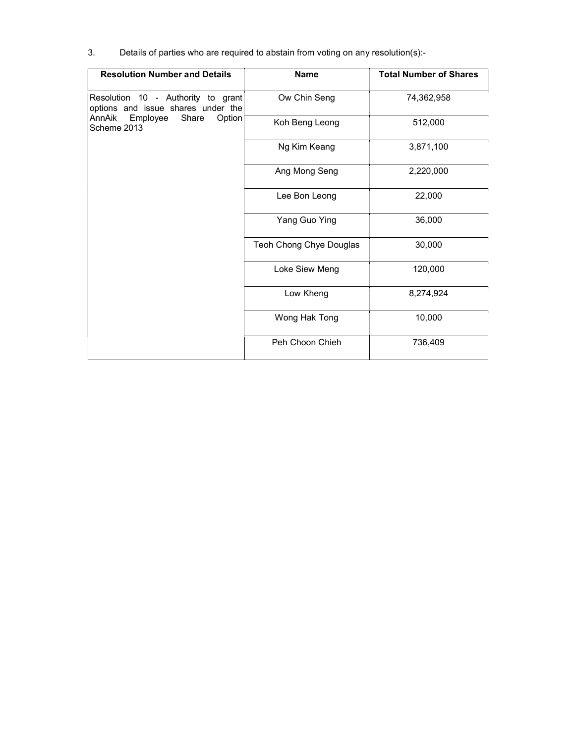3. Details of parties who are required to abstain from voting on any resolution(s):-

| Resolution Number and Details | Name | Total Number of Shares |
|---|---|---|
| Resolution 10 - Authority to grant options and issue shares under the AnnAik Employee Share Option Scheme 2013 | Ow Chin Seng | 74,362,958 |
| | Koh Beng Leong | 512,000 |
| | Ng Kim Keang | 3,871,100 |
| | Ang Mong Seng | 2,220,000 |
| | Lee Bon Leong | 22,000 |
| | Yang Guo Ying | 36,000 |
| | Teoh Chong Chye Douglas | 30,000 |
| | Loke Siew Meng | 120,000 |
| | Low Kheng | 8,274,924 |
| | Wong Hak Tong | 10,000 |
| | Peh Choon Chieh | 736,409 |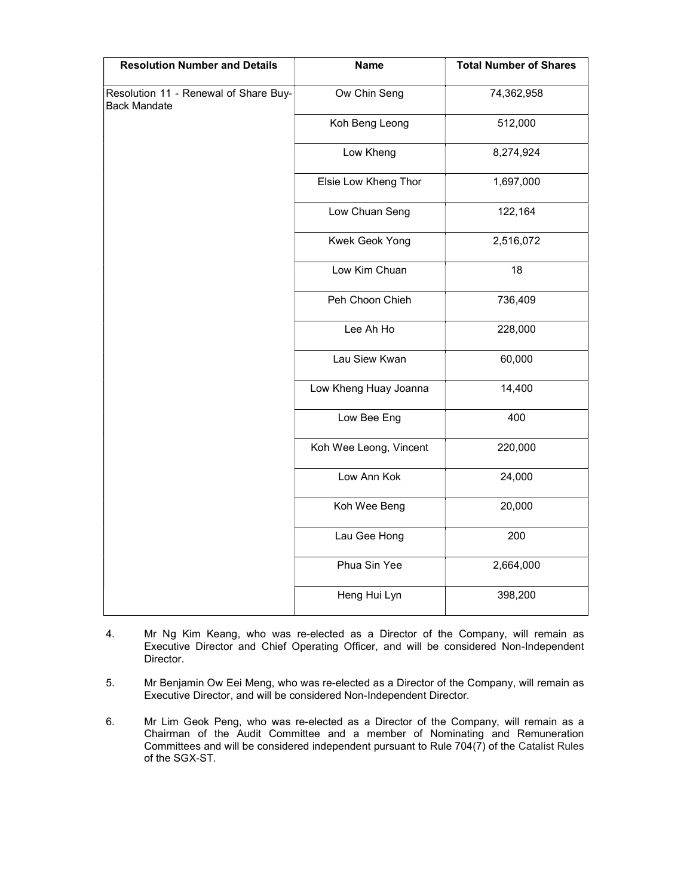| Resolution Number and Details | Name | Total Number of Shares |
|---|---|---|
| Resolution 11 - Renewal of Share Buy-Back Mandate | Ow Chin Seng | 74,362,958 |
| | Koh Beng Leong | 512,000 |
| | Low Kheng | 8,274,924 |
| | Elsie Low Kheng Thor | 1,697,000 |
| | Low Chuan Seng | 122,164 |
| | Kwek Geok Yong | 2,516,072 |
| | Low Kim Chuan | 18 |
| | Peh Choon Chieh | 736,409 |
| | Lee Ah Ho | 228,000 |
| | Lau Siew Kwan | 60,000 |
| | Low Kheng Huay Joanna | 14,400 |
| | Low Bee Eng | 400 |
| | Koh Wee Leong, Vincent | 220,000 |
| | Low Ann Kok | 24,000 |
| | Koh Wee Beng | 20,000 |
| | Lau Gee Hong | 200 |
| | Phua Sin Yee | 2,664,000 |
| | Heng Hui Lyn | 398,200 |

4. Mr Ng Kim Keang, who was re-elected as a Director of the Company, will remain as Executive Director and Chief Operating Officer, and will be considered Non-Independent Director.

5. Mr Benjamin Ow Eei Meng, who was re-elected as a Director of the Company, will remain as Executive Director, and will be considered Non-Independent Director.

6. Mr Lim Geok Peng, who was re-elected as a Director of the Company, will remain as a Chairman of the Audit Committee and a member of Nominating and Remuneration Committees and will be considered independent pursuant to Rule 704(7) of the Catalist Rules of the SGX-ST.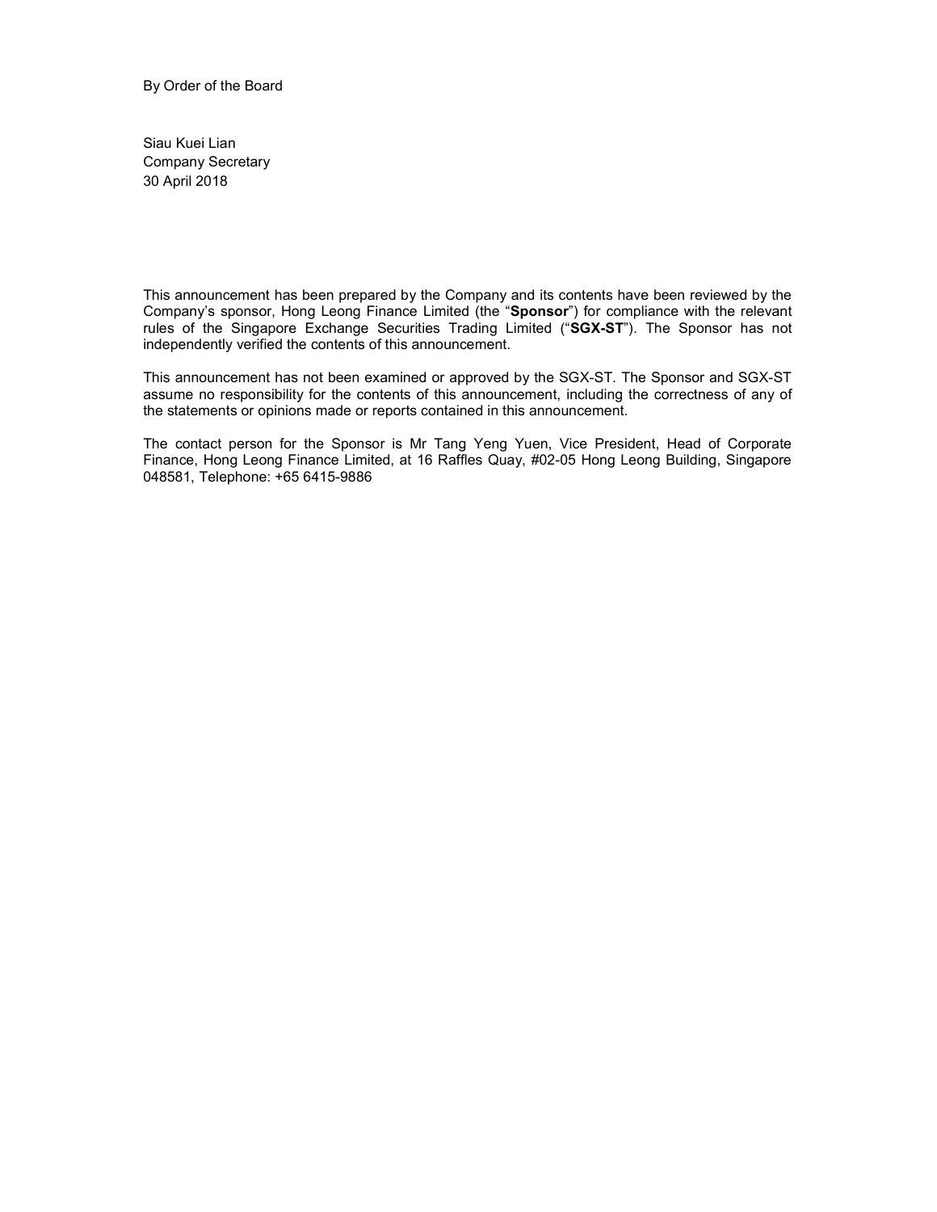By Order of the Board

Siau Kuei Lian
Company Secretary
30 April 2018

This announcement has been prepared by the Company and its contents have been reviewed by the Company's sponsor, Hong Leong Finance Limited (the "**Sponsor**") for compliance with the relevant rules of the Singapore Exchange Securities Trading Limited ("**SGX-ST**"). The Sponsor has not independently verified the contents of this announcement.

This announcement has not been examined or approved by the SGX-ST. The Sponsor and SGX-ST assume no responsibility for the contents of this announcement, including the correctness of any of the statements or opinions made or reports contained in this announcement.

The contact person for the Sponsor is Mr Tang Yeng Yuen, Vice President, Head of Corporate Finance, Hong Leong Finance Limited, at 16 Raffles Quay, #02-05 Hong Leong Building, Singapore 048581, Telephone: +65 6415-9886